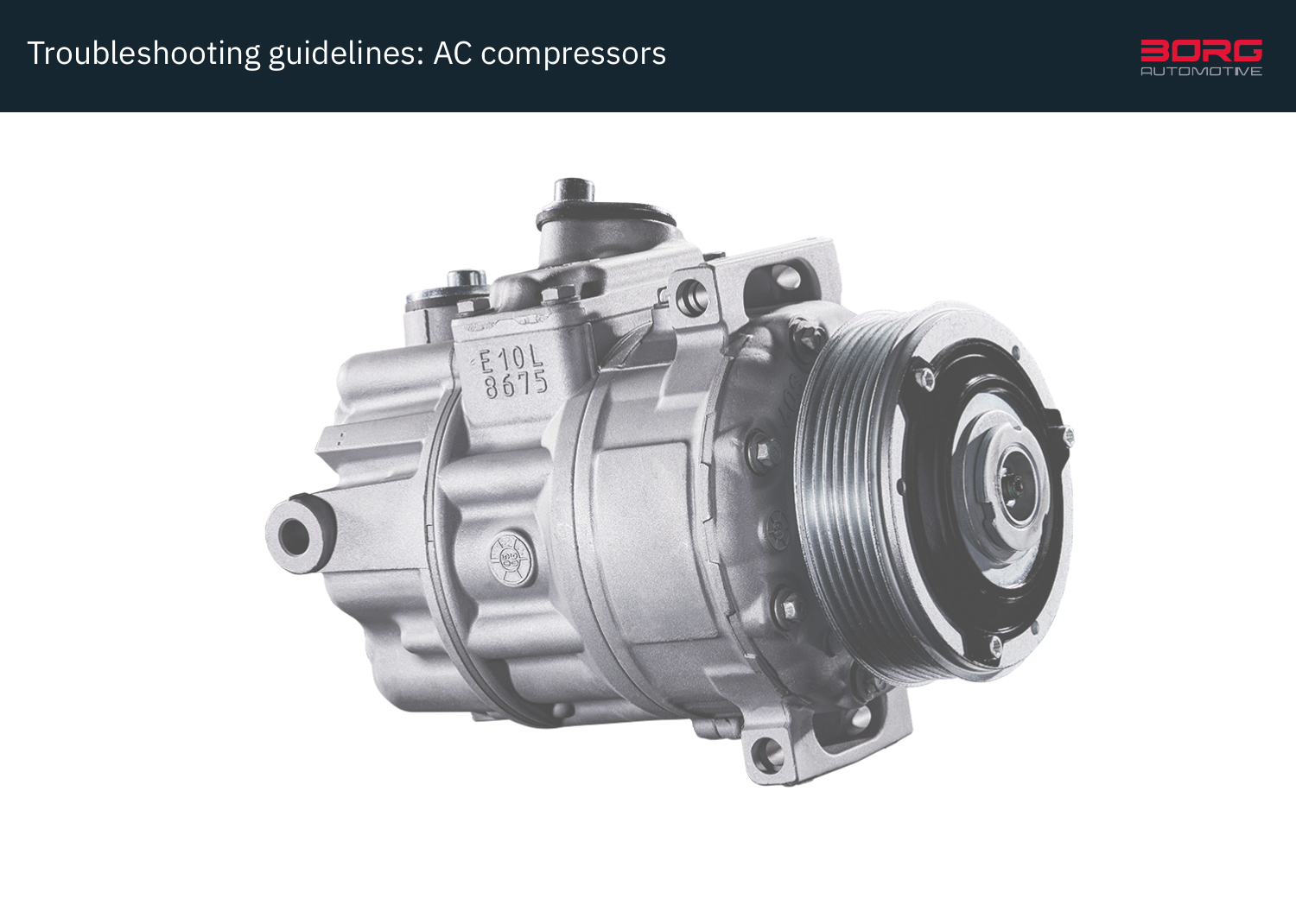# Troubleshooting guidelines: AC compressors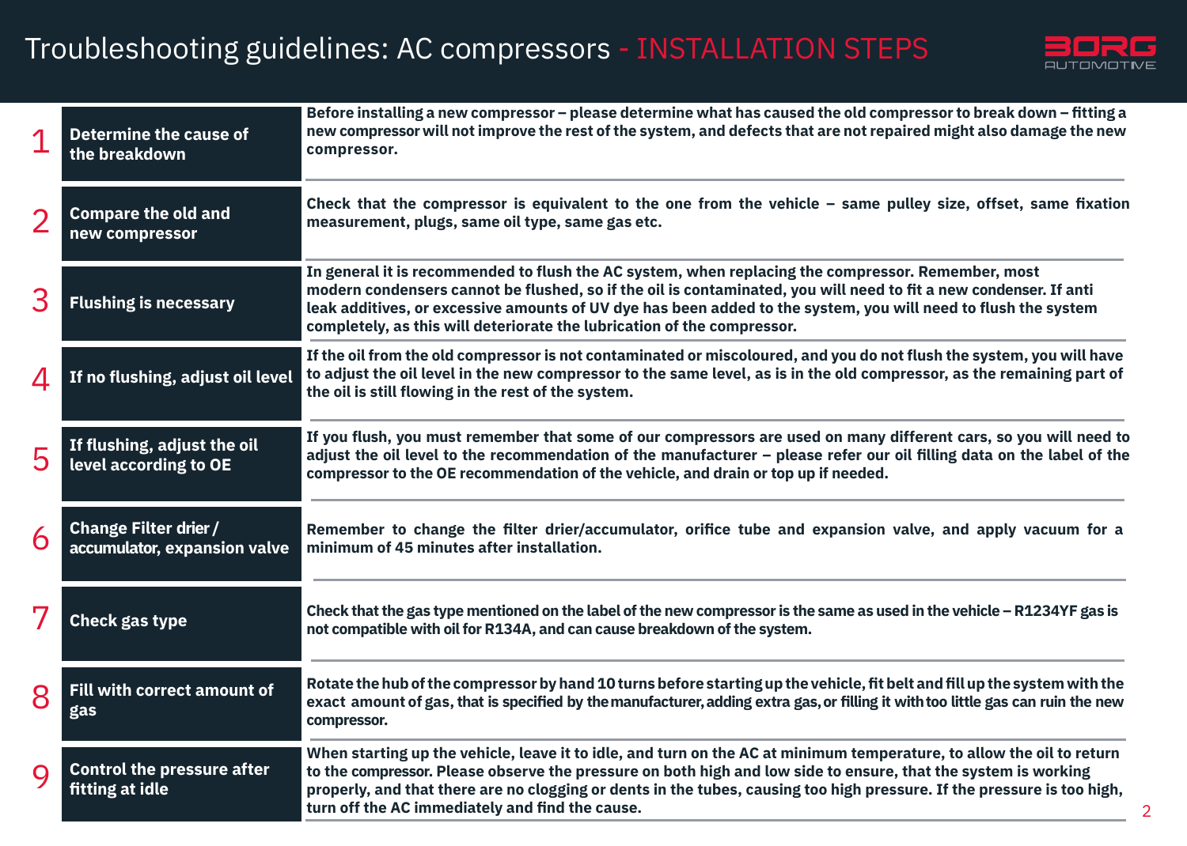# Troubleshooting guidelines: AC compressors - INSTALLATION STEPS

| # | Step | Description |
|---|---|---|
| 1 | **Determine the cause of the breakdown** | **Before installing a new compressor – please determine what has caused the old compressor to break down – fitting a new compressor will not improve the rest of the system, and defects that are not repaired might also damage the new compressor.** |
| 2 | **Compare the old and new compressor** | **Check that the compressor is equivalent to the one from the vehicle – same pulley size, offset, same fixation measurement, plugs, same oil type, same gas etc.** |
| 3 | **Flushing is necessary** | **In general it is recommended to flush the AC system, when replacing the compressor. Remember, most modern condensers cannot be flushed, so if the oil is contaminated, you will need to fit a new condenser. If anti leak additives, or excessive amounts of UV dye has been added to the system, you will need to flush the system completely, as this will deteriorate the lubrication of the compressor.** |
| 4 | **If no flushing, adjust oil level** | **If the oil from the old compressor is not contaminated or miscoloured, and you do not flush the system, you will have to adjust the oil level in the new compressor to the same level, as is in the old compressor, as the remaining part of the oil is still flowing in the rest of the system.** |
| 5 | **If flushing, adjust the oil level according to OE** | **If you flush, you must remember that some of our compressors are used on many different cars, so you will need to adjust the oil level to the recommendation of the manufacturer – please refer our oil filling data on the label of the compressor to the OE recommendation of the vehicle, and drain or top up if needed.** |
| 6 | **Change Filter drier / accumulator, expansion valve** | **Remember to change the filter drier/accumulator, orifice tube and expansion valve, and apply vacuum for a minimum of 45 minutes after installation.** |
| 7 | **Check gas type** | **Check that the gas type mentioned on the label of the new compressor is the same as used in the vehicle – R1234YF gas is not compatible with oil for R134A, and can cause breakdown of the system.** |
| 8 | **Fill with correct amount of gas** | **Rotate the hub of the compressor by hand 10 turns before starting up the vehicle, fit belt and fill up the system with the exact amount of gas, that is specified by the manufacturer, adding extra gas, or filling it with too little gas can ruin the new compressor.** |
| 9 | **Control the pressure after fitting at idle** | **When starting up the vehicle, leave it to idle, and turn on the AC at minimum temperature, to allow the oil to return to the compressor. Please observe the pressure on both high and low side to ensure, that the system is working properly, and that there are no clogging or dents in the tubes, causing too high pressure. If the pressure is too high, turn off the AC immediately and find the cause.** |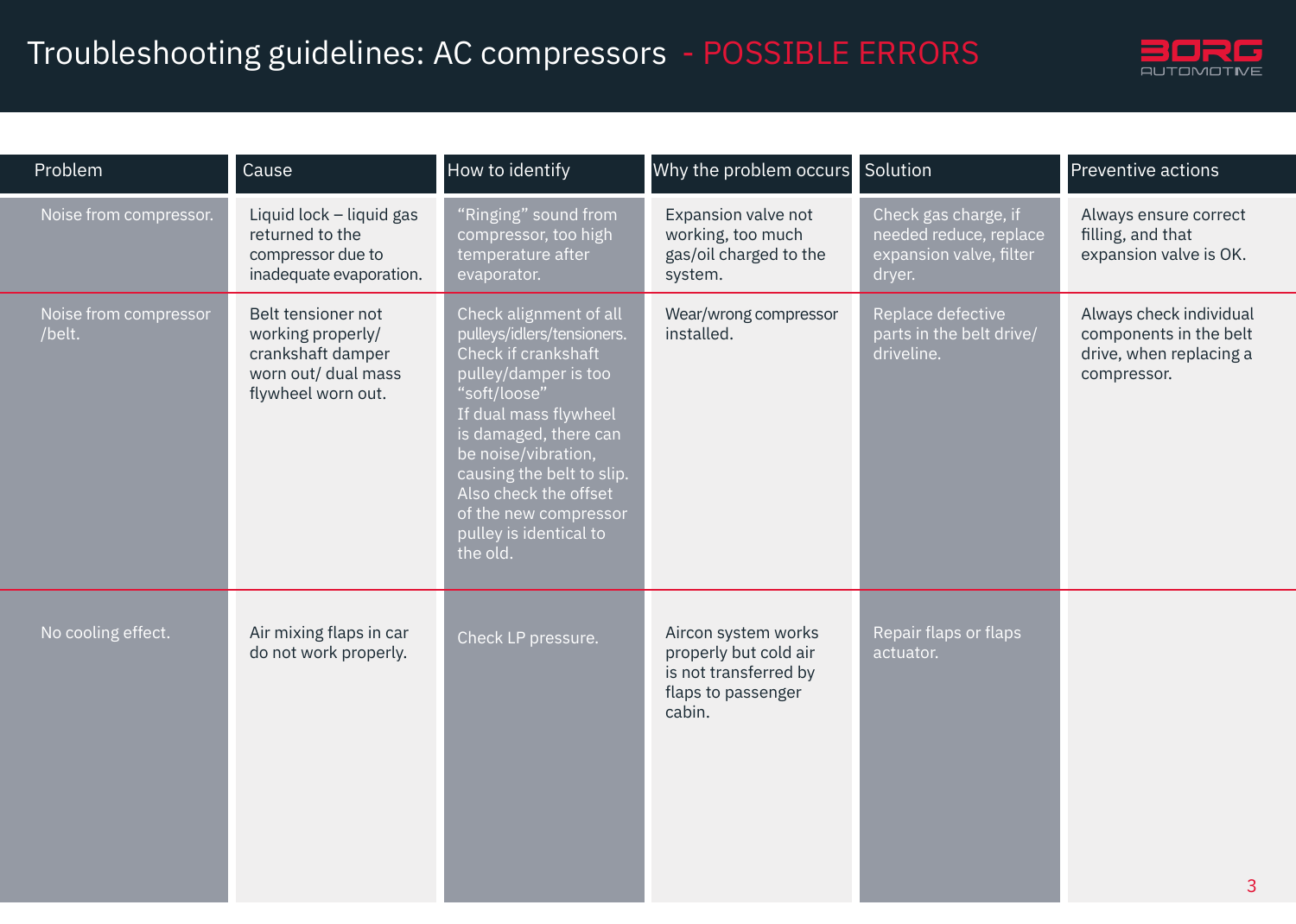# Troubleshooting guidelines: AC compressors - POSSIBLE ERRORS

| Problem | Cause | How to identify | Why the problem occurs | Solution | Preventive actions |
| --- | --- | --- | --- | --- | --- |
| Noise from compressor. | Liquid lock – liquid gas returned to the compressor due to inadequate evaporation. | "Ringing" sound from compressor, too high temperature after evaporator. | Expansion valve not working, too much gas/oil charged to the system. | Check gas charge, if needed reduce, replace expansion valve, filter dryer. | Always ensure correct filling, and that expansion valve is OK. |
| Noise from compressor /belt. | Belt tensioner not working properly/ crankshaft damper worn out/ dual mass flywheel worn out. | Check alignment of all pulleys/idlers/tensioners. Check if crankshaft pulley/damper is too "soft/loose" If dual mass flywheel is damaged, there can be noise/vibration, causing the belt to slip. Also check the offset of the new compressor pulley is identical to the old. | Wear/wrong compressor installed. | Replace defective parts in the belt drive/ driveline. | Always check individual components in the belt drive, when replacing a compressor. |
| No cooling effect. | Air mixing flaps in car do not work properly. | Check LP pressure. | Aircon system works properly but cold air is not transferred by flaps to passenger cabin. | Repair flaps or flaps actuator. | |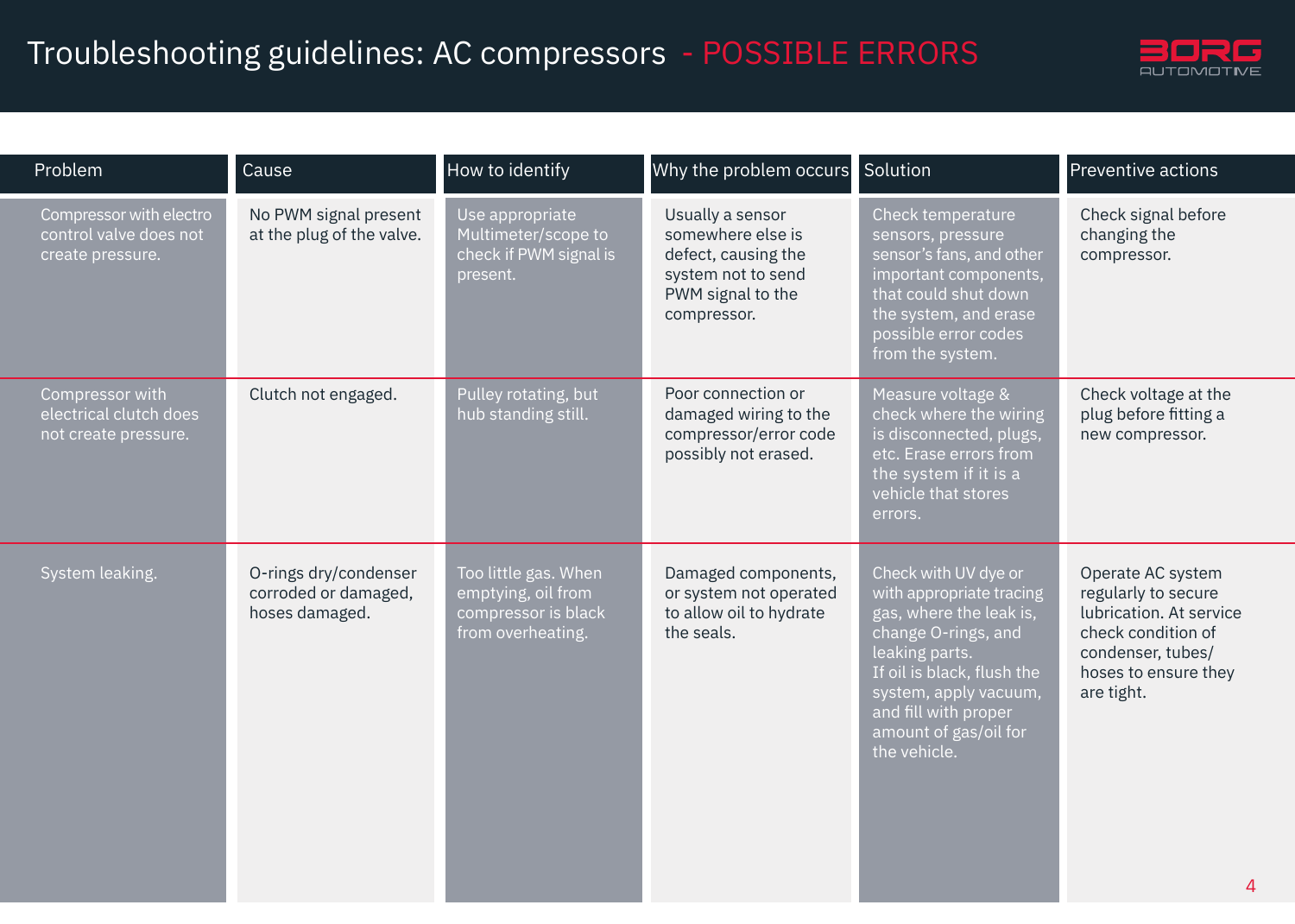# Troubleshooting guidelines: AC compressors - POSSIBLE ERRORS

| Problem | Cause | How to identify | Why the problem occurs | Solution | Preventive actions |
| --- | --- | --- | --- | --- | --- |
| Compressor with electro control valve does not create pressure. | No PWM signal present at the plug of the valve. | Use appropriate Multimeter/scope to check if PWM signal is present. | Usually a sensor somewhere else is defect, causing the system not to send PWM signal to the compressor. | Check temperature sensors, pressure sensor's fans, and other important components, that could shut down the system, and erase possible error codes from the system. | Check signal before changing the compressor. |
| Compressor with electrical clutch does not create pressure. | Clutch not engaged. | Pulley rotating, but hub standing still. | Poor connection or damaged wiring to the compressor/error code possibly not erased. | Measure voltage & check where the wiring is disconnected, plugs, etc. Erase errors from the system if it is a vehicle that stores errors. | Check voltage at the plug before fitting a new compressor. |
| System leaking. | O-rings dry/condenser corroded or damaged, hoses damaged. | Too little gas. When emptying, oil from compressor is black from overheating. | Damaged components, or system not operated to allow oil to hydrate the seals. | Check with UV dye or with appropriate tracing gas, where the leak is, change O-rings, and leaking parts. If oil is black, flush the system, apply vacuum, and fill with proper amount of gas/oil for the vehicle. | Operate AC system regularly to secure lubrication. At service check condition of condenser, tubes/hoses to ensure they are tight. |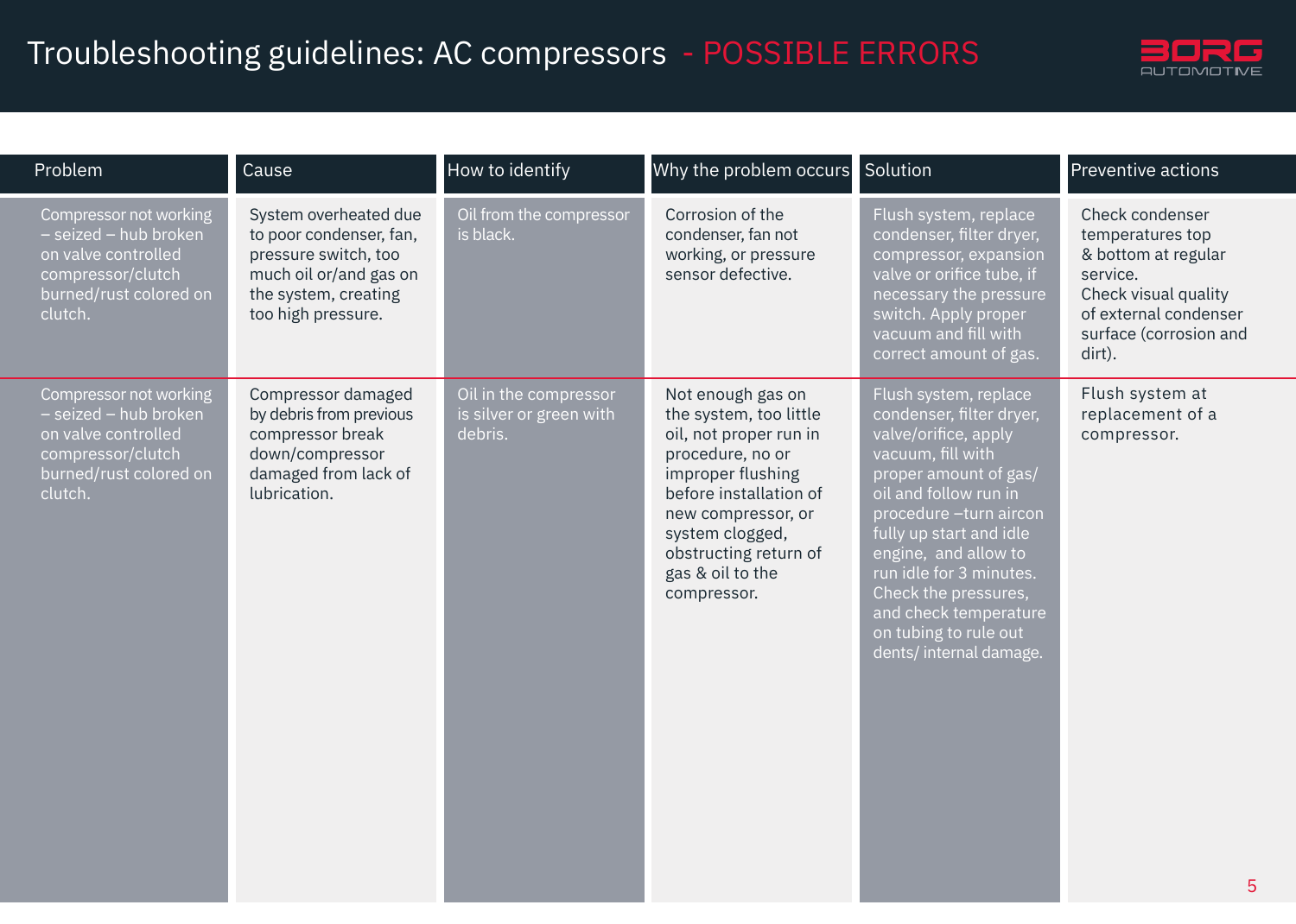# Troubleshooting guidelines: AC compressors - POSSIBLE ERRORS

| Problem | Cause | How to identify | Why the problem occurs | Solution | Preventive actions |
|---|---|---|---|---|---|
| Compressor not working – seized – hub broken on valve controlled compressor/clutch burned/rust colored on clutch. | System overheated due to poor condenser, fan, pressure switch, too much oil or/and gas on the system, creating too high pressure. | Oil from the compressor is black. | Corrosion of the condenser, fan not working, or pressure sensor defective. | Flush system, replace condenser, filter dryer, compressor, expansion valve or orifice tube, if necessary the pressure switch. Apply proper vacuum and fill with correct amount of gas. | Check condenser temperatures top & bottom at regular service. Check visual quality of external condenser surface (corrosion and dirt). |
| Compressor not working – seized – hub broken on valve controlled compressor/clutch burned/rust colored on clutch. | Compressor damaged by debris from previous compressor break down/compressor damaged from lack of lubrication. | Oil in the compressor is silver or green with debris. | Not enough gas on the system, too little oil, not proper run in procedure, no or improper flushing before installation of new compressor, or system clogged, obstructing return of gas & oil to the compressor. | Flush system, replace condenser, filter dryer, valve/orifice, apply vacuum, fill with proper amount of gas/ oil and follow run in procedure –turn aircon fully up start and idle engine, and allow to run idle for 3 minutes. Check the pressures, and check temperature on tubing to rule out dents/ internal damage. | Flush system at replacement of a compressor. |